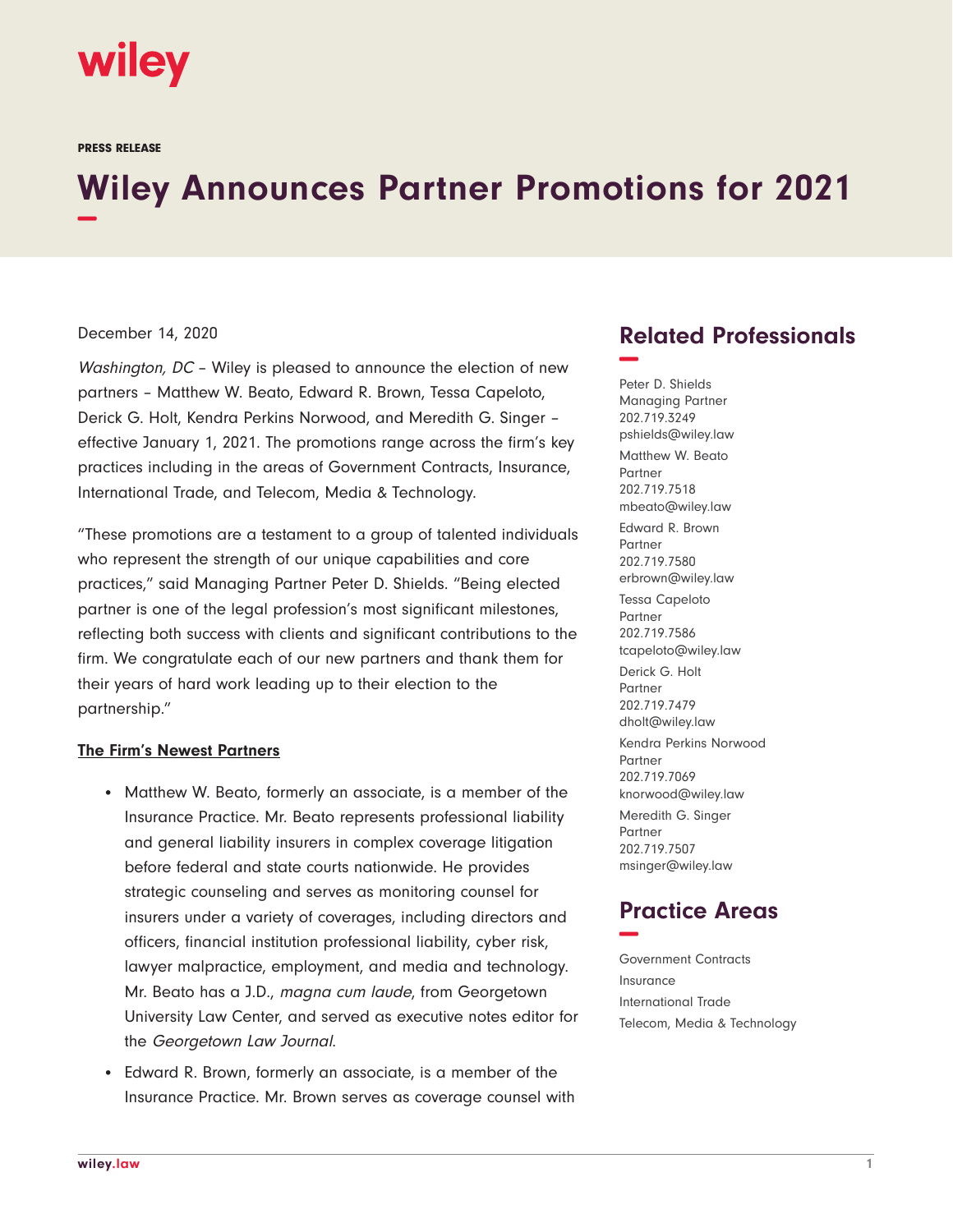PRESS RELEASE

# Wiley Announces Partner Promotions for 2021

December 14, 2020

*Washington, DC* – Wiley is pleased to announce the election of new partners – Matthew W. Beato, Edward R. Brown, Tessa Capeloto, Derick G. Holt, Kendra Perkins Norwood, and Meredith G. Singer – effective January 1, 2021. The promotions range across the firm's key practices including in the areas of Government Contracts, Insurance, International Trade, and Telecom, Media & Technology.

"These promotions are a testament to a group of talented individuals who represent the strength of our unique capabilities and core practices," said Managing Partner Peter D. Shields. "Being elected partner is one of the legal profession's most significant milestones, reflecting both success with clients and significant contributions to the firm. We congratulate each of our new partners and thank them for their years of hard work leading up to their election to the partnership."

**The Firm's Newest Partners**

- Matthew W. Beato, formerly an associate, is a member of the Insurance Practice. Mr. Beato represents professional liability and general liability insurers in complex coverage litigation before federal and state courts nationwide. He provides strategic counseling and serves as monitoring counsel for insurers under a variety of coverages, including directors and officers, financial institution professional liability, cyber risk, lawyer malpractice, employment, and media and technology. Mr. Beato has a J.D., *magna cum laude*, from Georgetown University Law Center, and served as executive notes editor for the *Georgetown Law Journal*.
- Edward R. Brown, formerly an associate, is a member of the Insurance Practice. Mr. Brown serves as coverage counsel with

## Related Professionals

Peter D. Shields
Managing Partner
202.719.3249
pshields@wiley.law

Matthew W. Beato
Partner
202.719.7518
mbeato@wiley.law

Edward R. Brown
Partner
202.719.7580
erbrown@wiley.law

Tessa Capeloto
Partner
202.719.7586
tcapeloto@wiley.law

Derick G. Holt
Partner
202.719.7479
dholt@wiley.law

Kendra Perkins Norwood
Partner
202.719.7069
knorwood@wiley.law

Meredith G. Singer
Partner
202.719.7507
msinger@wiley.law

## Practice Areas

Government Contracts
Insurance
International Trade
Telecom, Media & Technology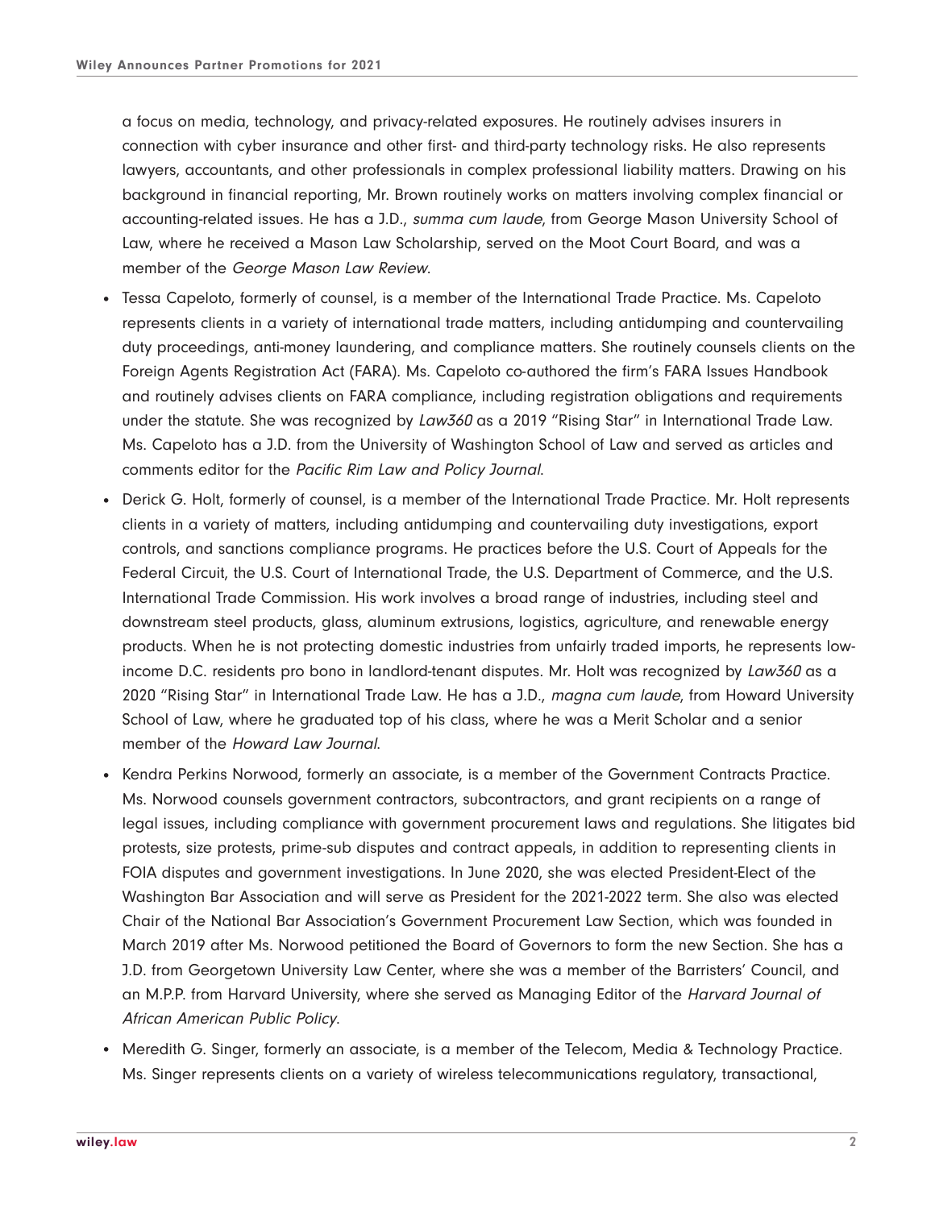a focus on media, technology, and privacy-related exposures. He routinely advises insurers in connection with cyber insurance and other first- and third-party technology risks. He also represents lawyers, accountants, and other professionals in complex professional liability matters. Drawing on his background in financial reporting, Mr. Brown routinely works on matters involving complex financial or accounting-related issues. He has a J.D., *summa cum laude*, from George Mason University School of Law, where he received a Mason Law Scholarship, served on the Moot Court Board, and was a member of the *George Mason Law Review*.

- Tessa Capeloto, formerly of counsel, is a member of the International Trade Practice. Ms. Capeloto represents clients in a variety of international trade matters, including antidumping and countervailing duty proceedings, anti-money laundering, and compliance matters. She routinely counsels clients on the Foreign Agents Registration Act (FARA). Ms. Capeloto co-authored the firm's FARA Issues Handbook and routinely advises clients on FARA compliance, including registration obligations and requirements under the statute. She was recognized by *Law360* as a 2019 "Rising Star" in International Trade Law. Ms. Capeloto has a J.D. from the University of Washington School of Law and served as articles and comments editor for the *Pacific Rim Law and Policy Journal*.
- Derick G. Holt, formerly of counsel, is a member of the International Trade Practice. Mr. Holt represents clients in a variety of matters, including antidumping and countervailing duty investigations, export controls, and sanctions compliance programs. He practices before the U.S. Court of Appeals for the Federal Circuit, the U.S. Court of International Trade, the U.S. Department of Commerce, and the U.S. International Trade Commission. His work involves a broad range of industries, including steel and downstream steel products, glass, aluminum extrusions, logistics, agriculture, and renewable energy products. When he is not protecting domestic industries from unfairly traded imports, he represents low-income D.C. residents pro bono in landlord-tenant disputes. Mr. Holt was recognized by *Law360* as a 2020 "Rising Star" in International Trade Law. He has a J.D., *magna cum laude*, from Howard University School of Law, where he graduated top of his class, where he was a Merit Scholar and a senior member of the *Howard Law Journal*.
- Kendra Perkins Norwood, formerly an associate, is a member of the Government Contracts Practice. Ms. Norwood counsels government contractors, subcontractors, and grant recipients on a range of legal issues, including compliance with government procurement laws and regulations. She litigates bid protests, size protests, prime-sub disputes and contract appeals, in addition to representing clients in FOIA disputes and government investigations. In June 2020, she was elected President-Elect of the Washington Bar Association and will serve as President for the 2021-2022 term. She also was elected Chair of the National Bar Association's Government Procurement Law Section, which was founded in March 2019 after Ms. Norwood petitioned the Board of Governors to form the new Section. She has a J.D. from Georgetown University Law Center, where she was a member of the Barristers' Council, and an M.P.P. from Harvard University, where she served as Managing Editor of the *Harvard Journal of African American Public Policy*.
- Meredith G. Singer, formerly an associate, is a member of the Telecom, Media & Technology Practice. Ms. Singer represents clients on a variety of wireless telecommunications regulatory, transactional,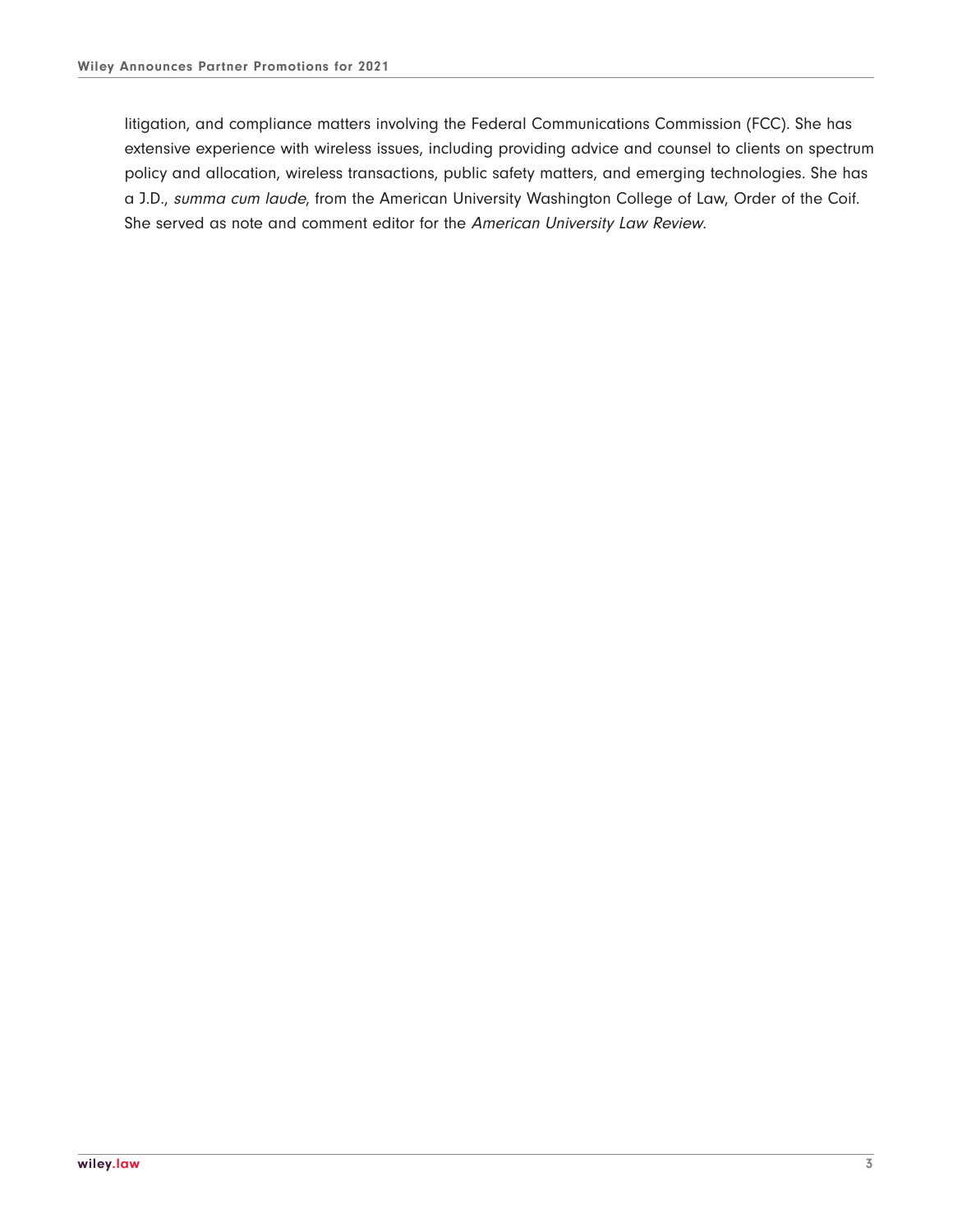litigation, and compliance matters involving the Federal Communications Commission (FCC). She has extensive experience with wireless issues, including providing advice and counsel to clients on spectrum policy and allocation, wireless transactions, public safety matters, and emerging technologies. She has a J.D., *summa cum laude*, from the American University Washington College of Law, Order of the Coif. She served as note and comment editor for the *American University Law Review*.